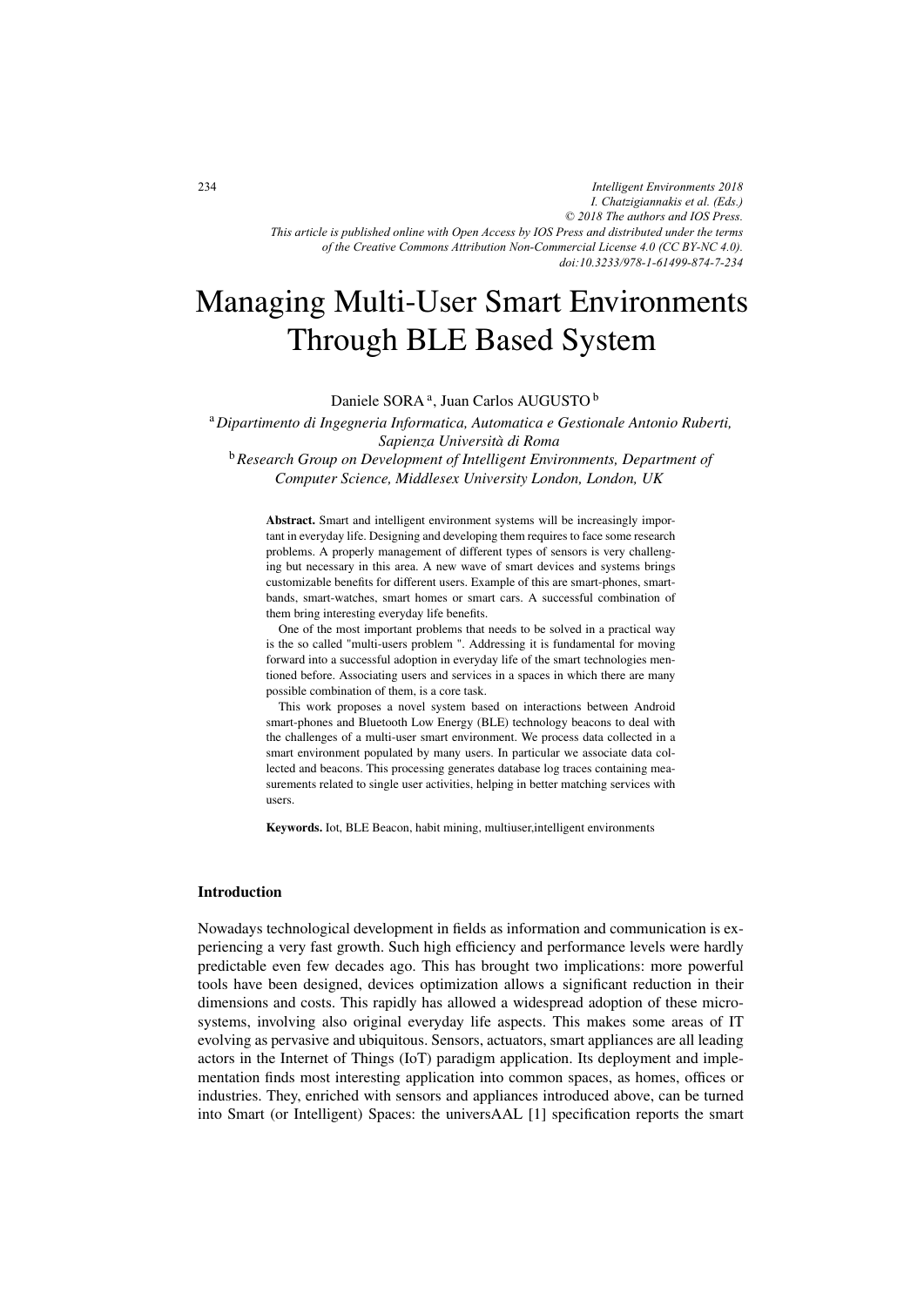*Intelligent Environments 2018*
*I. Chatzigiannakis et al. (Eds.)*
*© 2018 The authors and IOS Press.*
*This article is published online with Open Access by IOS Press and distributed under the terms of the Creative Commons Attribution Non-Commercial License 4.0 (CC BY-NC 4.0).*
*doi:10.3233/978-1-61499-874-7-234*

# Managing Multi-User Smart Environments Through BLE Based System

Daniele SORA [a], Juan Carlos AUGUSTO [b]

[a] *Dipartimento di Ingegneria Informatica, Automatica e Gestionale Antonio Ruberti, Sapienza Università di Roma*

[b] *Research Group on Development of Intelligent Environments, Department of Computer Science, Middlesex University London, London, UK*

**Abstract.** Smart and intelligent environment systems will be increasingly important in everyday life. Designing and developing them requires to face some research problems. A properly management of different types of sensors is very challenging but necessary in this area. A new wave of smart devices and systems brings customizable benefits for different users. Example of this are smart-phones, smart-bands, smart-watches, smart homes or smart cars. A successful combination of them bring interesting everyday life benefits.

One of the most important problems that needs to be solved in a practical way is the so called "multi-users problem ". Addressing it is fundamental for moving forward into a successful adoption in everyday life of the smart technologies mentioned before. Associating users and services in a spaces in which there are many possible combination of them, is a core task.

This work proposes a novel system based on interactions between Android smart-phones and Bluetooth Low Energy (BLE) technology beacons to deal with the challenges of a multi-user smart environment. We process data collected in a smart environment populated by many users. In particular we associate data collected and beacons. This processing generates database log traces containing measurements related to single user activities, helping in better matching services with users.

**Keywords.** Iot, BLE Beacon, habit mining, multiuser,intelligent environments

## Introduction

Nowadays technological development in fields as information and communication is experiencing a very fast growth. Such high efficiency and performance levels were hardly predictable even few decades ago. This has brought two implications: more powerful tools have been designed, devices optimization allows a significant reduction in their dimensions and costs. This rapidly has allowed a widespread adoption of these micro-systems, involving also original everyday life aspects. This makes some areas of IT evolving as pervasive and ubiquitous. Sensors, actuators, smart appliances are all leading actors in the Internet of Things (IoT) paradigm application. Its deployment and implementation finds most interesting application into common spaces, as homes, offices or industries. They, enriched with sensors and appliances introduced above, can be turned into Smart (or Intelligent) Spaces: the universAAL [1] specification reports the smart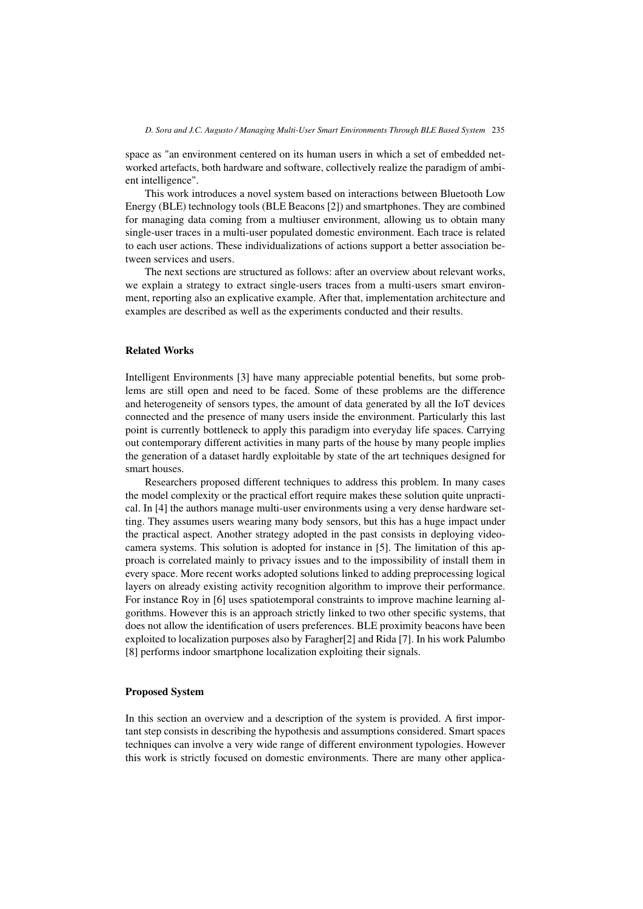space as "an environment centered on its human users in which a set of embedded networked artefacts, both hardware and software, collectively realize the paradigm of ambient intelligence".

This work introduces a novel system based on interactions between Bluetooth Low Energy (BLE) technology tools (BLE Beacons [2]) and smartphones. They are combined for managing data coming from a multiuser environment, allowing us to obtain many single-user traces in a multi-user populated domestic environment. Each trace is related to each user actions. These individualizations of actions support a better association between services and users.

The next sections are structured as follows: after an overview about relevant works, we explain a strategy to extract single-users traces from a multi-users smart environment, reporting also an explicative example. After that, implementation architecture and examples are described as well as the experiments conducted and their results.

## Related Works

Intelligent Environments [3] have many appreciable potential benefits, but some problems are still open and need to be faced. Some of these problems are the difference and heterogeneity of sensors types, the amount of data generated by all the IoT devices connected and the presence of many users inside the environment. Particularly this last point is currently bottleneck to apply this paradigm into everyday life spaces. Carrying out contemporary different activities in many parts of the house by many people implies the generation of a dataset hardly exploitable by state of the art techniques designed for smart houses.

Researchers proposed different techniques to address this problem. In many cases the model complexity or the practical effort require makes these solution quite unpractical. In [4] the authors manage multi-user environments using a very dense hardware setting. They assumes users wearing many body sensors, but this has a huge impact under the practical aspect. Another strategy adopted in the past consists in deploying video-camera systems. This solution is adopted for instance in [5]. The limitation of this approach is correlated mainly to privacy issues and to the impossibility of install them in every space. More recent works adopted solutions linked to adding preprocessing logical layers on already existing activity recognition algorithm to improve their performance. For instance Roy in [6] uses spatiotemporal constraints to improve machine learning algorithms. However this is an approach strictly linked to two other specific systems, that does not allow the identification of users preferences. BLE proximity beacons have been exploited to localization purposes also by Faragher[2] and Rida [7]. In his work Palumbo [8] performs indoor smartphone localization exploiting their signals.

## Proposed System

In this section an overview and a description of the system is provided. A first important step consists in describing the hypothesis and assumptions considered. Smart spaces techniques can involve a very wide range of different environment typologies. However this work is strictly focused on domestic environments. There are many other applica-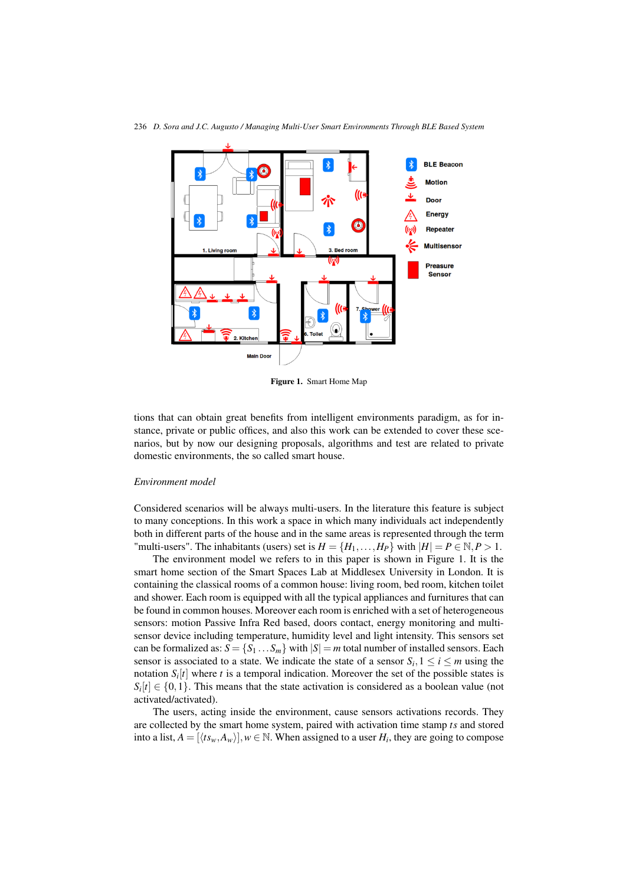Figure 1. Smart Home Map

tions that can obtain great benefits from intelligent environments paradigm, as for instance, private or public offices, and also this work can be extended to cover these scenarios, but by now our designing proposals, algorithms and test are related to private domestic environments, the so called smart house.

*Environment model*

Considered scenarios will be always multi-users. In the literature this feature is subject to many conceptions. In this work a space in which many individuals act independently both in different parts of the house and in the same areas is represented through the term "multi-users". The inhabitants (users) set is $H = \{H_1, \ldots, H_P\}$ with $|H| = P \in \mathbb{N}, P > 1$.

The environment model we refers to in this paper is shown in Figure 1. It is the smart home section of the Smart Spaces Lab at Middlesex University in London. It is containing the classical rooms of a common house: living room, bed room, kitchen toilet and shower. Each room is equipped with all the typical appliances and furnitures that can be found in common houses. Moreover each room is enriched with a set of heterogeneous sensors: motion Passive Infra Red based, doors contact, energy monitoring and multisensor device including temperature, humidity level and light intensity. This sensors set can be formalized as: $S = \{S_1 \ldots S_m\}$ with $|S| = m$ total number of installed sensors. Each sensor is associated to a state. We indicate the state of a sensor $S_i, 1 \leq i \leq m$ using the notation $S_i[t]$ where $t$ is a temporal indication. Moreover the set of the possible states is $S_i[t] \in \{0, 1\}$. This means that the state activation is considered as a boolean value (not activated/activated).

The users, acting inside the environment, cause sensors activations records. They are collected by the smart home system, paired with activation time stamp $ts$ and stored into a list, $A = [\langle ts_w, A_w \rangle], w \in \mathbb{N}$. When assigned to a user $H_i$, they are going to compose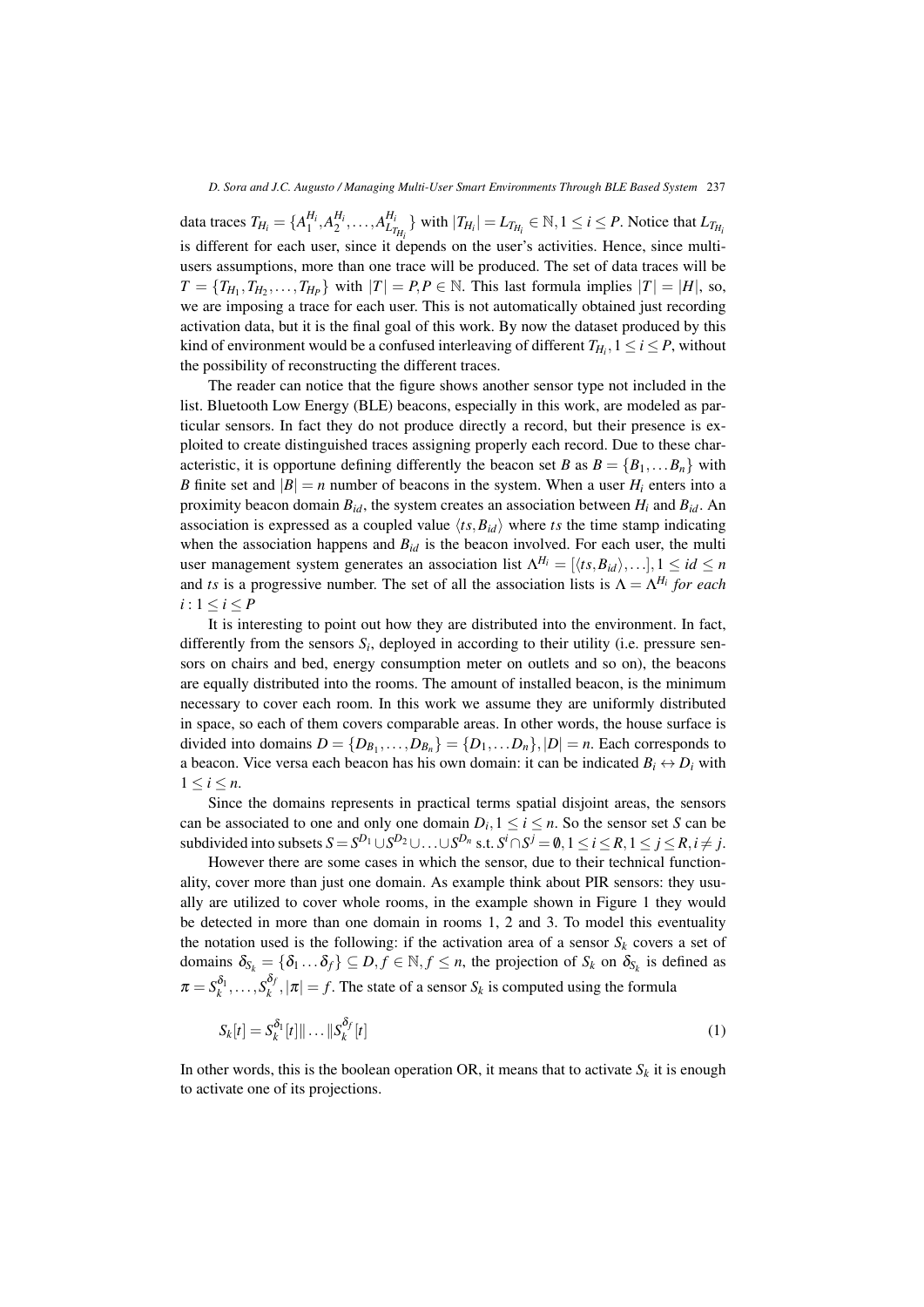data traces $T_{H_i} = \{A_1^{H_i}, A_2^{H_i}, \ldots, A_{L_{T_{H_i}}}^{H_i}\}$ with $|T_{H_i}| = L_{T_{H_i}} \in \mathbb{N}, 1 \leq i \leq P$. Notice that $L_{T_{H_i}}$ is different for each user, since it depends on the user's activities. Hence, since multi-users assumptions, more than one trace will be produced. The set of data traces will be $T = \{T_{H_1}, T_{H_2}, \ldots, T_{H_P}\}$ with $|T| = P, P \in \mathbb{N}$. This last formula implies $|T| = |H|$, so, we are imposing a trace for each user. This is not automatically obtained just recording activation data, but it is the final goal of this work. By now the dataset produced by this kind of environment would be a confused interleaving of different $T_{H_i}, 1 \leq i \leq P$, without the possibility of reconstructing the different traces.

The reader can notice that the figure shows another sensor type not included in the list. Bluetooth Low Energy (BLE) beacons, especially in this work, are modeled as particular sensors. In fact they do not produce directly a record, but their presence is exploited to create distinguished traces assigning properly each record. Due to these characteristic, it is opportune defining differently the beacon set $B$ as $B = \{B_1, \ldots B_n\}$ with $B$ finite set and $|B| = n$ number of beacons in the system. When a user $H_i$ enters into a proximity beacon domain $B_{id}$, the system creates an association between $H_i$ and $B_{id}$. An association is expressed as a coupled value $\langle ts, B_{id} \rangle$ where $ts$ the time stamp indicating when the association happens and $B_{id}$ is the beacon involved. For each user, the multi user management system generates an association list $\Lambda^{H_i} = [\langle ts, B_{id} \rangle, \ldots], 1 \leq id \leq n$ and $ts$ is a progressive number. The set of all the association lists is $\Lambda = \Lambda^{H_i}$ *for each* $i : 1 \leq i \leq P$

It is interesting to point out how they are distributed into the environment. In fact, differently from the sensors $S_i$, deployed in according to their utility (i.e. pressure sensors on chairs and bed, energy consumption meter on outlets and so on), the beacons are equally distributed into the rooms. The amount of installed beacon, is the minimum necessary to cover each room. In this work we assume they are uniformly distributed in space, so each of them covers comparable areas. In other words, the house surface is divided into domains $D = \{D_{B_1}, \ldots, D_{B_n}\} = \{D_1, \ldots D_n\}, |D| = n$. Each corresponds to a beacon. Vice versa each beacon has his own domain: it can be indicated $B_i \leftrightarrow D_i$ with $1 \leq i \leq n$.

Since the domains represents in practical terms spatial disjoint areas, the sensors can be associated to one and only one domain $D_i, 1 \leq i \leq n$. So the sensor set $S$ can be subdivided into subsets $S = S^{D_1} \cup S^{D_2} \cup \ldots \cup S^{D_n}$ s.t. $S^i \cap S^j = \emptyset, 1 \leq i \leq R, 1 \leq j \leq R, i \neq j$.

However there are some cases in which the sensor, due to their technical functionality, cover more than just one domain. As example think about PIR sensors: they usually are utilized to cover whole rooms, in the example shown in Figure 1 they would be detected in more than one domain in rooms 1, 2 and 3. To model this eventuality the notation used is the following: if the activation area of a sensor $S_k$ covers a set of domains $\delta_{S_k} = \{\delta_1 \ldots \delta_f\} \subseteq D, f \in \mathbb{N}, f \leq n$, the projection of $S_k$ on $\delta_{S_k}$ is defined as $\pi = S_k^{\delta_1}, \ldots, S_k^{\delta_f}, |\pi| = f$. The state of a sensor $S_k$ is computed using the formula

$$S_k[t] = S_k^{\delta_1}[t] \| \ldots \| S_k^{\delta_f}[t] \tag{1}$$

In other words, this is the boolean operation OR, it means that to activate $S_k$ it is enough to activate one of its projections.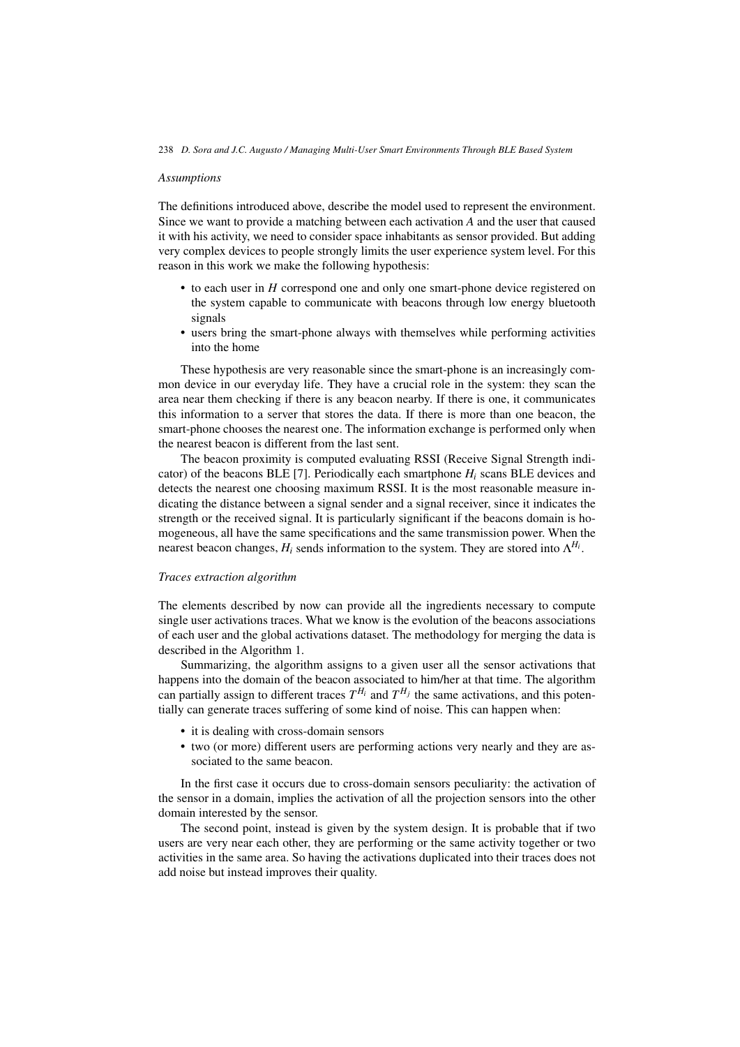*Assumptions*

The definitions introduced above, describe the model used to represent the environment. Since we want to provide a matching between each activation $A$ and the user that caused it with his activity, we need to consider space inhabitants as sensor provided. But adding very complex devices to people strongly limits the user experience system level. For this reason in this work we make the following hypothesis:

- to each user in $H$ correspond one and only one smart-phone device registered on the system capable to communicate with beacons through low energy bluetooth signals
- users bring the smart-phone always with themselves while performing activities into the home

These hypothesis are very reasonable since the smart-phone is an increasingly common device in our everyday life. They have a crucial role in the system: they scan the area near them checking if there is any beacon nearby. If there is one, it communicates this information to a server that stores the data. If there is more than one beacon, the smart-phone chooses the nearest one. The information exchange is performed only when the nearest beacon is different from the last sent.

The beacon proximity is computed evaluating RSSI (Receive Signal Strength indicator) of the beacons BLE [7]. Periodically each smartphone $H_i$ scans BLE devices and detects the nearest one choosing maximum RSSI. It is the most reasonable measure indicating the distance between a signal sender and a signal receiver, since it indicates the strength or the received signal. It is particularly significant if the beacons domain is homogeneous, all have the same specifications and the same transmission power. When the nearest beacon changes, $H_i$ sends information to the system. They are stored into $\Lambda^{H_i}$.

*Traces extraction algorithm*

The elements described by now can provide all the ingredients necessary to compute single user activations traces. What we know is the evolution of the beacons associations of each user and the global activations dataset. The methodology for merging the data is described in the Algorithm 1.

Summarizing, the algorithm assigns to a given user all the sensor activations that happens into the domain of the beacon associated to him/her at that time. The algorithm can partially assign to different traces $T^{H_i}$ and $T^{H_j}$ the same activations, and this potentially can generate traces suffering of some kind of noise. This can happen when:

- it is dealing with cross-domain sensors
- two (or more) different users are performing actions very nearly and they are associated to the same beacon.

In the first case it occurs due to cross-domain sensors peculiarity: the activation of the sensor in a domain, implies the activation of all the projection sensors into the other domain interested by the sensor.

The second point, instead is given by the system design. It is probable that if two users are very near each other, they are performing or the same activity together or two activities in the same area. So having the activations duplicated into their traces does not add noise but instead improves their quality.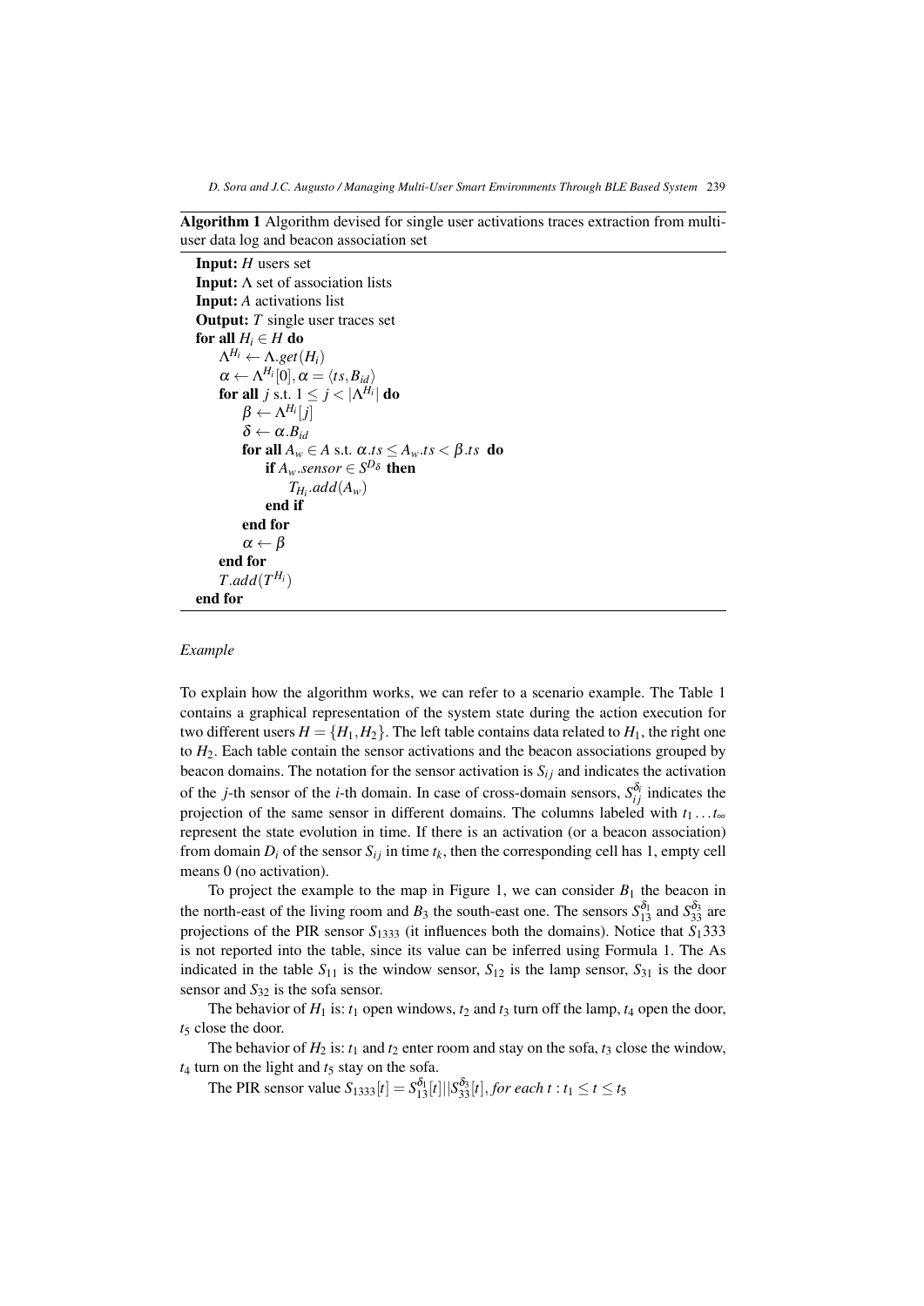**Algorithm 1** Algorithm devised for single user activations traces extraction from multi-user data log and beacon association set

```
Input: H users set
Input: Λ set of association lists
Input: A activations list
Output: T single user traces set
for all H_i ∈ H do
    Λ^{H_i} ← Λ.get(H_i)
    α ← Λ^{H_i}[0], α = ⟨ts, B_id⟩
    for all j s.t. 1 ≤ j < |Λ^{H_i}| do
        β ← Λ^{H_i}[j]
        δ ← α.B_id
        for all A_w ∈ A s.t. α.ts ≤ A_w.ts < β.ts do
            if A_w.sensor ∈ S^{D_δ} then
                T_{H_i}.add(A_w)
            end if
        end for
        α ← β
    end for
    T.add(T^{H_i})
end for
```

*Example*

To explain how the algorithm works, we can refer to a scenario example. The Table 1 contains a graphical representation of the system state during the action execution for two different users $H = \{H_1, H_2\}$. The left table contains data related to $H_1$, the right one to $H_2$. Each table contain the sensor activations and the beacon associations grouped by beacon domains. The notation for the sensor activation is $S_{ij}$ and indicates the activation of the $j$-th sensor of the $i$-th domain. In case of cross-domain sensors, $S_{ij}^{\delta_i}$ indicates the projection of the same sensor in different domains. The columns labeled with $t_1 \dots t_\infty$ represent the state evolution in time. If there is an activation (or a beacon association) from domain $D_i$ of the sensor $S_{ij}$ in time $t_k$, then the corresponding cell has 1, empty cell means 0 (no activation).

To project the example to the map in Figure 1, we can consider $B_1$ the beacon in the north-east of the living room and $B_3$ the south-east one. The sensors $S_{13}^{\delta_1}$ and $S_{33}^{\delta_3}$ are projections of the PIR sensor $S_{1333}$ (it influences both the domains). Notice that $S_1 333$ is not reported into the table, since its value can be inferred using Formula 1. The As indicated in the table $S_{11}$ is the window sensor, $S_{12}$ is the lamp sensor, $S_{31}$ is the door sensor and $S_{32}$ is the sofa sensor.

The behavior of $H_1$ is: $t_1$ open windows, $t_2$ and $t_3$ turn off the lamp, $t_4$ open the door, $t_5$ close the door.

The behavior of $H_2$ is: $t_1$ and $t_2$ enter room and stay on the sofa, $t_3$ close the window, $t_4$ turn on the light and $t_5$ stay on the sofa.

The PIR sensor value $S_{1333}[t] = S_{13}^{\delta_1}[t] || S_{33}^{\delta_3}[t], \textit{for each } t : t_1 \leq t \leq t_5$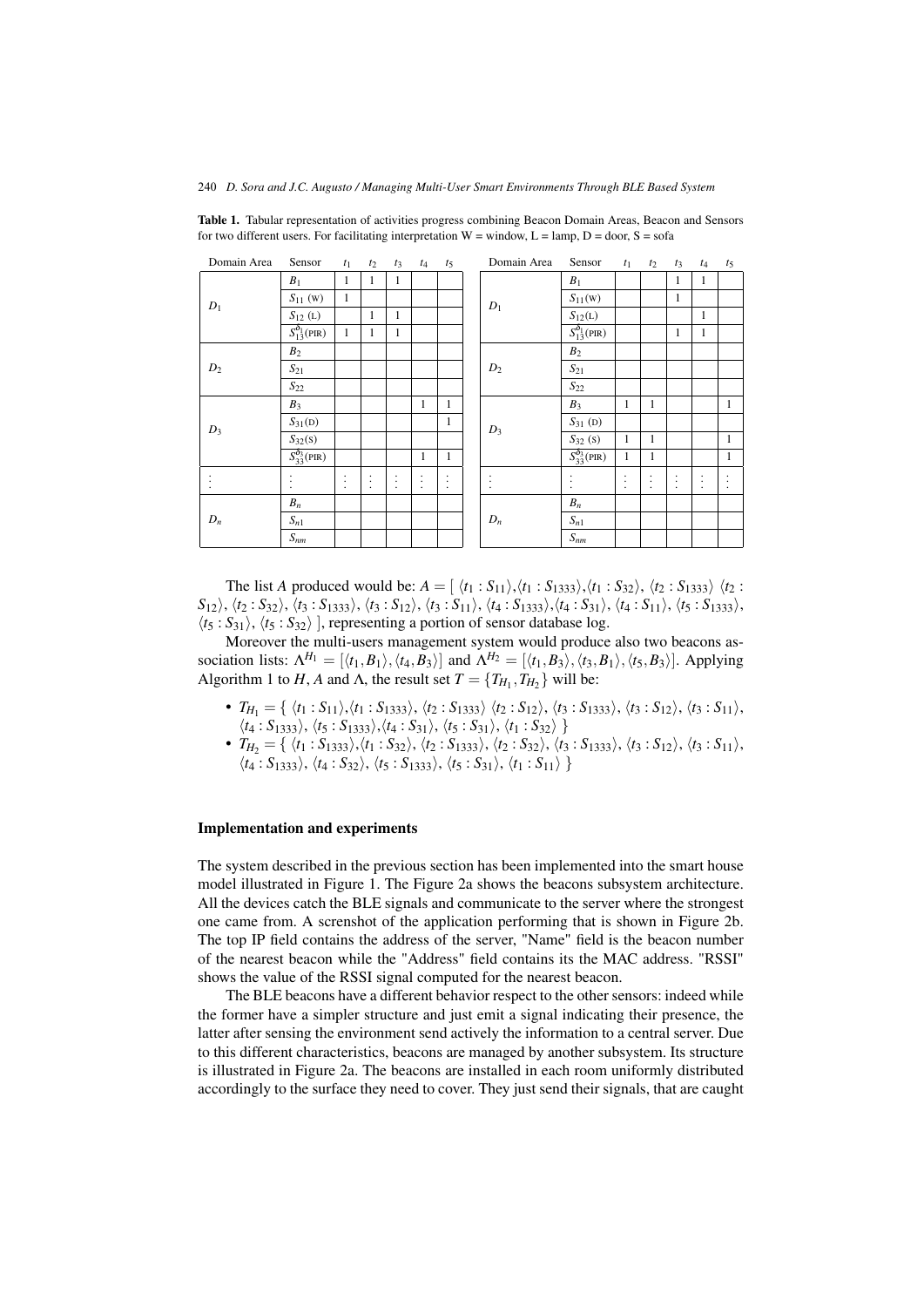**Table 1.** Tabular representation of activities progress combining Beacon Domain Areas, Beacon and Sensors for two different users. For facilitating interpretation W = window, L = lamp, D = door, S = sofa

| Domain Area | Sensor | $t_1$ | $t_2$ | $t_3$ | $t_4$ | $t_5$ |
|---|---|---|---|---|---|---|
| $D_1$ | $B_1$ | 1 | 1 | 1 | | |
| | $S_{11}$ (W) | 1 | | | | |
| | $S_{12}$ (L) | | 1 | 1 | | |
| | $S_{13}^{\delta_1}$(PIR) | 1 | 1 | 1 | | |
| $D_2$ | $B_2$ | | | | | |
| | $S_{21}$ | | | | | |
| | $S_{22}$ | | | | | |
| $D_3$ | $B_3$ | | | | 1 | 1 |
| | $S_{31}$(D) | | | | | 1 |
| | $S_{32}$(S) | | | | | |
| | $S_{33}^{\delta_3}$(PIR) | | | | 1 | 1 |
| ⋮ | ⋮ | ⋮ | ⋮ | ⋮ | ⋮ | ⋮ |
| $D_n$ | $B_n$ | | | | | |
| | $S_{n1}$ | | | | | |
| | $S_{nm}$ | | | | | |

| Domain Area | Sensor | $t_1$ | $t_2$ | $t_3$ | $t_4$ | $t_5$ |
|---|---|---|---|---|---|---|
| $D_1$ | $B_1$ | | | 1 | 1 | |
| | $S_{11}$(W) | | | 1 | | |
| | $S_{12}$(L) | | | | 1 | |
| | $S_{13}^{\delta_1}$(PIR) | | | 1 | 1 | |
| $D_2$ | $B_2$ | | | | | |
| | $S_{21}$ | | | | | |
| | $S_{22}$ | | | | | |
| $D_3$ | $B_3$ | 1 | 1 | | | 1 |
| | $S_{31}$ (D) | | | | | |
| | $S_{32}$ (S) | 1 | 1 | | | 1 |
| | $S_{33}^{\delta_3}$(PIR) | 1 | 1 | | | 1 |
| ⋮ | ⋮ | ⋮ | ⋮ | ⋮ | ⋮ | ⋮ |
| $D_n$ | $B_n$ | | | | | |
| | $S_{n1}$ | | | | | |
| | $S_{nm}$ | | | | | |

The list $A$ produced would be: $A = [\ \langle t_1 : S_{11}\rangle, \langle t_1 : S_{1333}\rangle, \langle t_1 : S_{32}\rangle,\ \langle t_2 : S_{1333}\rangle\ \langle t_2 : S_{12}\rangle,\ \langle t_2 : S_{32}\rangle,\ \langle t_3 : S_{1333}\rangle,\ \langle t_3 : S_{12}\rangle,\ \langle t_3 : S_{11}\rangle,\ \langle t_4 : S_{1333}\rangle, \langle t_4 : S_{31}\rangle,\ \langle t_4 : S_{11}\rangle,\ \langle t_5 : S_{1333}\rangle,\ \langle t_5 : S_{31}\rangle,\ \langle t_5 : S_{32}\rangle\ ]$, representing a portion of sensor database log.

Moreover the multi-users management system would produce also two beacons association lists: $\Lambda^{H_1} = [\langle t_1, B_1\rangle, \langle t_4, B_3\rangle]$ and $\Lambda^{H_2} = [\langle t_1, B_3\rangle, \langle t_3, B_1\rangle, \langle t_5, B_3\rangle]$. Applying Algorithm 1 to $H$, $A$ and $\Lambda$, the result set $T = \{T_{H_1}, T_{H_2}\}$ will be:

- $T_{H_1} = \{\ \langle t_1 : S_{11}\rangle, \langle t_1 : S_{1333}\rangle,\ \langle t_2 : S_{1333}\rangle\ \langle t_2 : S_{12}\rangle,\ \langle t_3 : S_{1333}\rangle,\ \langle t_3 : S_{12}\rangle,\ \langle t_3 : S_{11}\rangle,\ \langle t_4 : S_{1333}\rangle,\ \langle t_5 : S_{1333}\rangle, \langle t_4 : S_{31}\rangle,\ \langle t_5 : S_{31}\rangle,\ \langle t_1 : S_{32}\rangle\ \}$
- $T_{H_2} = \{\ \langle t_1 : S_{1333}\rangle, \langle t_1 : S_{32}\rangle,\ \langle t_2 : S_{1333}\rangle,\ \langle t_2 : S_{32}\rangle,\ \langle t_3 : S_{1333}\rangle,\ \langle t_3 : S_{12}\rangle,\ \langle t_3 : S_{11}\rangle,\ \langle t_4 : S_{1333}\rangle,\ \langle t_4 : S_{32}\rangle,\ \langle t_5 : S_{1333}\rangle,\ \langle t_5 : S_{31}\rangle,\ \langle t_1 : S_{11}\rangle\ \}$

### Implementation and experiments

The system described in the previous section has been implemented into the smart house model illustrated in Figure 1. The Figure 2a shows the beacons subsystem architecture. All the devices catch the BLE signals and communicate to the server where the strongest one came from. A screnshot of the application performing that is shown in Figure 2b. The top IP field contains the address of the server, "Name" field is the beacon number of the nearest beacon while the "Address" field contains its the MAC address. "RSSI" shows the value of the RSSI signal computed for the nearest beacon.

The BLE beacons have a different behavior respect to the other sensors: indeed while the former have a simpler structure and just emit a signal indicating their presence, the latter after sensing the environment send actively the information to a central server. Due to this different characteristics, beacons are managed by another subsystem. Its structure is illustrated in Figure 2a. The beacons are installed in each room uniformly distributed accordingly to the surface they need to cover. They just send their signals, that are caught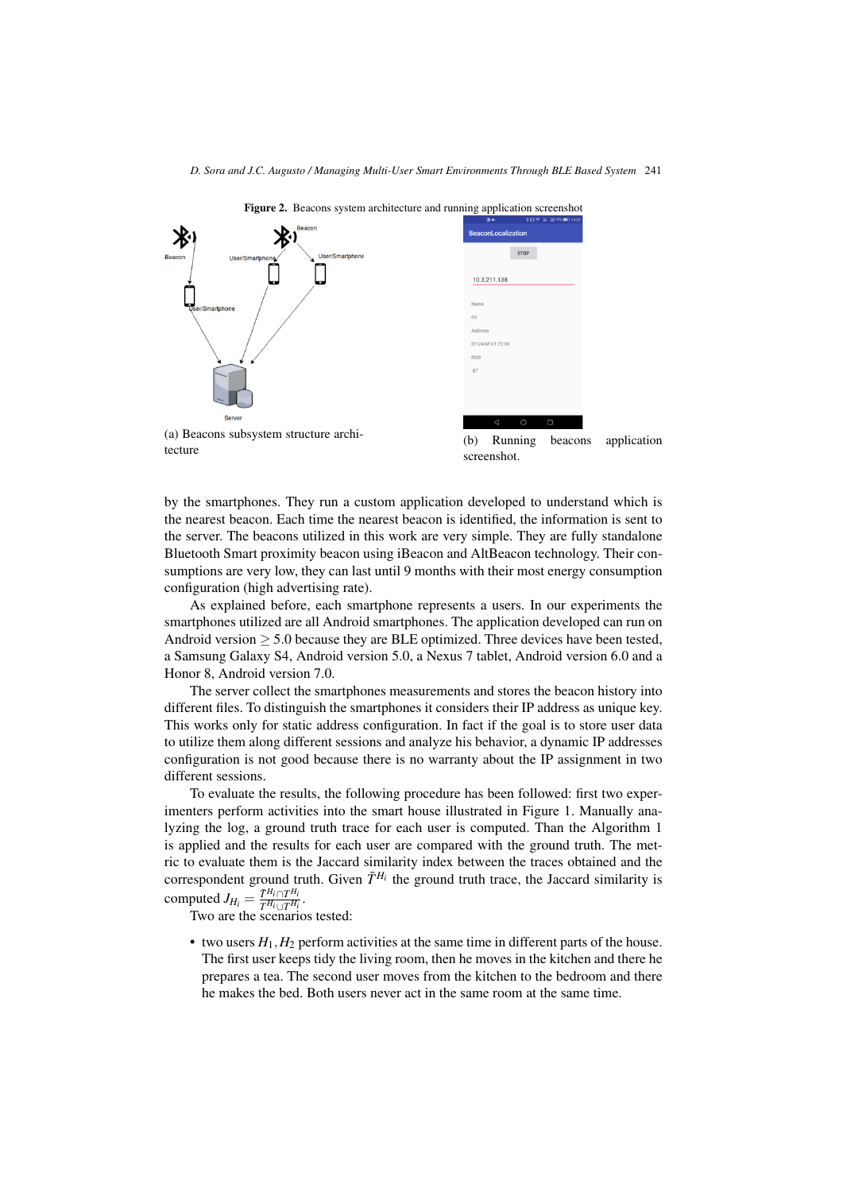**Figure 2.** Beacons system architecture and running application screenshot

Beacon

Beacon

User/Smartphone

User/Smartphone

User/Smartphone

Server

(a) Beacons subsystem structure architecture

BeaconLocalization

STOP

10.3.211.138

Name

64

Address

01:24:6F:61:72:09

RSSI

-87

(b) Running beacons application screenshot.

by the smartphones. They run a custom application developed to understand which is the nearest beacon. Each time the nearest beacon is identified, the information is sent to the server. The beacons utilized in this work are very simple. They are fully standalone Bluetooth Smart proximity beacon using iBeacon and AltBeacon technology. Their consumptions are very low, they can last until 9 months with their most energy consumption configuration (high advertising rate).

As explained before, each smartphone represents a users. In our experiments the smartphones utilized are all Android smartphones. The application developed can run on Android version $\geq 5.0$ because they are BLE optimized. Three devices have been tested, a Samsung Galaxy S4, Android version 5.0, a Nexus 7 tablet, Android version 6.0 and a Honor 8, Android version 7.0.

The server collect the smartphones measurements and stores the beacon history into different files. To distinguish the smartphones it considers their IP address as unique key. This works only for static address configuration. In fact if the goal is to store user data to utilize them along different sessions and analyze his behavior, a dynamic IP addresses configuration is not good because there is no warranty about the IP assignment in two different sessions.

To evaluate the results, the following procedure has been followed: first two experimenters perform activities into the smart house illustrated in Figure 1. Manually analyzing the log, a ground truth trace for each user is computed. Than the Algorithm 1 is applied and the results for each user are compared with the ground truth. The metric to evaluate them is the Jaccard similarity index between the traces obtained and the correspondent ground truth. Given $\bar{T}^{H_i}$ the ground truth trace, the Jaccard similarity is computed $J_{H_i} = \frac{\bar{T}^{H_i} \cap T^{H_i}}{\bar{T}^{H_i} \cup T^{H_i}}$.

Two are the scenarios tested:

- two users $H_1, H_2$ perform activities at the same time in different parts of the house. The first user keeps tidy the living room, then he moves in the kitchen and there he prepares a tea. The second user moves from the kitchen to the bedroom and there he makes the bed. Both users never act in the same room at the same time.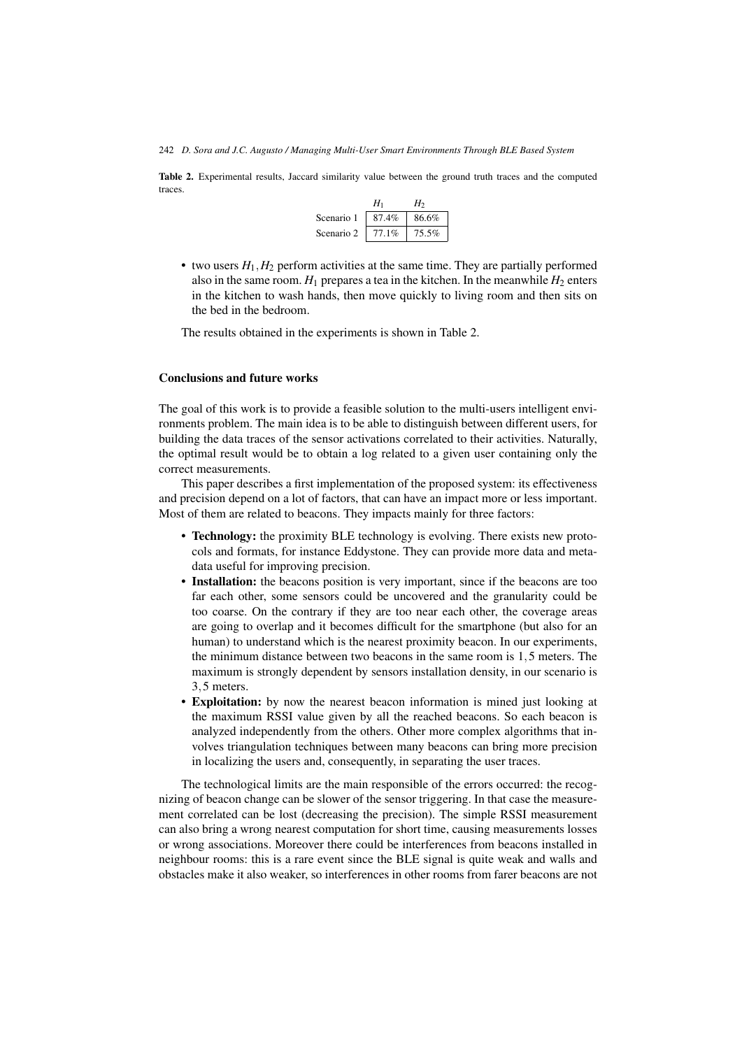**Table 2.** Experimental results, Jaccard similarity value between the ground truth traces and the computed traces.

| | $H_1$ | $H_2$ |
|---|---|---|
| Scenario 1 | 87.4% | 86.6% |
| Scenario 2 | 77.1% | 75.5% |

- two users $H_1, H_2$ perform activities at the same time. They are partially performed also in the same room. $H_1$ prepares a tea in the kitchen. In the meanwhile $H_2$ enters in the kitchen to wash hands, then move quickly to living room and then sits on the bed in the bedroom.

The results obtained in the experiments is shown in Table 2.

### Conclusions and future works

The goal of this work is to provide a feasible solution to the multi-users intelligent environments problem. The main idea is to be able to distinguish between different users, for building the data traces of the sensor activations correlated to their activities. Naturally, the optimal result would be to obtain a log related to a given user containing only the correct measurements.

This paper describes a first implementation of the proposed system: its effectiveness and precision depend on a lot of factors, that can have an impact more or less important. Most of them are related to beacons. They impacts mainly for three factors:

- **Technology:** the proximity BLE technology is evolving. There exists new protocols and formats, for instance Eddystone. They can provide more data and metadata useful for improving precision.
- **Installation:** the beacons position is very important, since if the beacons are too far each other, some sensors could be uncovered and the granularity could be too coarse. On the contrary if they are too near each other, the coverage areas are going to overlap and it becomes difficult for the smartphone (but also for an human) to understand which is the nearest proximity beacon. In our experiments, the minimum distance between two beacons in the same room is $1,5$ meters. The maximum is strongly dependent by sensors installation density, in our scenario is $3,5$ meters.
- **Exploitation:** by now the nearest beacon information is mined just looking at the maximum RSSI value given by all the reached beacons. So each beacon is analyzed independently from the others. Other more complex algorithms that involves triangulation techniques between many beacons can bring more precision in localizing the users and, consequently, in separating the user traces.

The technological limits are the main responsible of the errors occurred: the recognizing of beacon change can be slower of the sensor triggering. In that case the measurement correlated can be lost (decreasing the precision). The simple RSSI measurement can also bring a wrong nearest computation for short time, causing measurements losses or wrong associations. Moreover there could be interferences from beacons installed in neighbour rooms: this is a rare event since the BLE signal is quite weak and walls and obstacles make it also weaker, so interferences in other rooms from farer beacons are not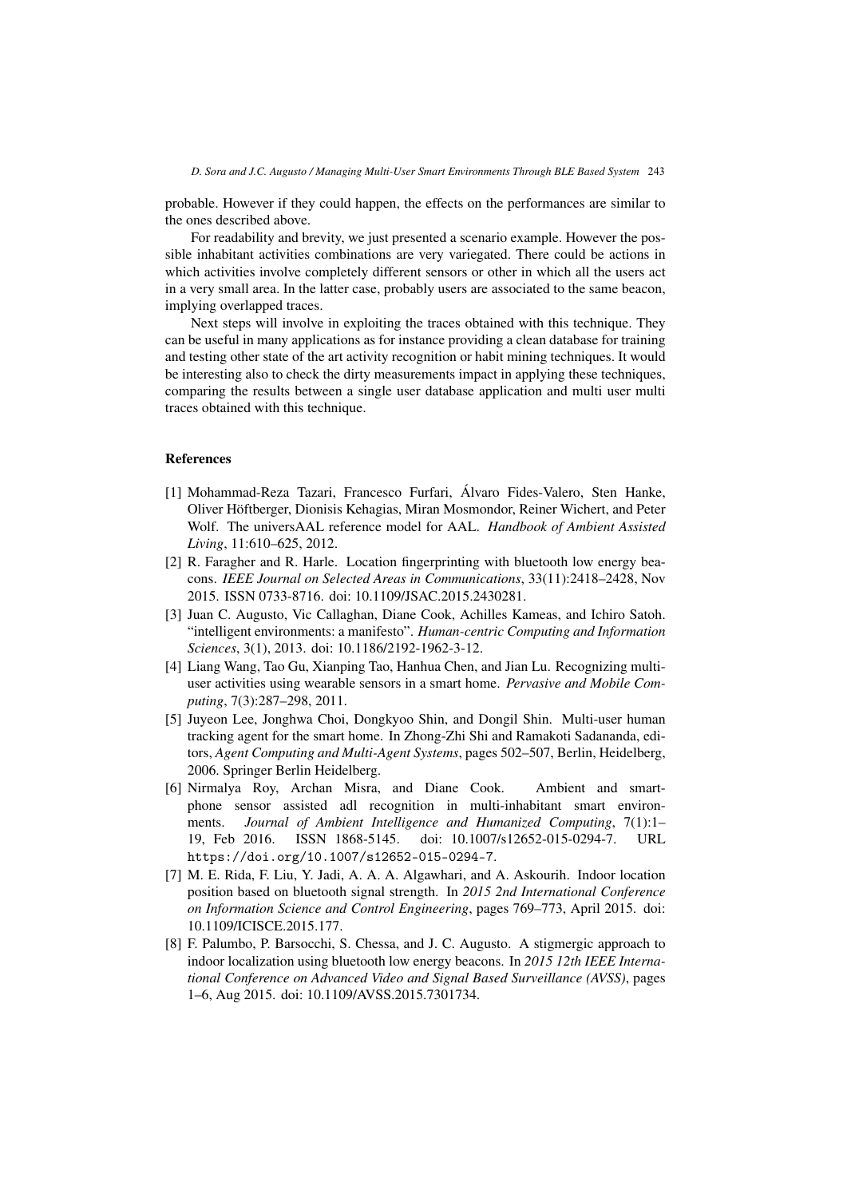probable. However if they could happen, the effects on the performances are similar to the ones described above.

For readability and brevity, we just presented a scenario example. However the possible inhabitant activities combinations are very variegated. There could be actions in which activities involve completely different sensors or other in which all the users act in a very small area. In the latter case, probably users are associated to the same beacon, implying overlapped traces.

Next steps will involve in exploiting the traces obtained with this technique. They can be useful in many applications as for instance providing a clean database for training and testing other state of the art activity recognition or habit mining techniques. It would be interesting also to check the dirty measurements impact in applying these techniques, comparing the results between a single user database application and multi user multi traces obtained with this technique.

## References

[1] Mohammad-Reza Tazari, Francesco Furfari, Álvaro Fides-Valero, Sten Hanke, Oliver Höftberger, Dionisis Kehagias, Miran Mosmondor, Reiner Wichert, and Peter Wolf. The universAAL reference model for AAL. *Handbook of Ambient Assisted Living*, 11:610–625, 2012.

[2] R. Faragher and R. Harle. Location fingerprinting with bluetooth low energy beacons. *IEEE Journal on Selected Areas in Communications*, 33(11):2418–2428, Nov 2015. ISSN 0733-8716. doi: 10.1109/JSAC.2015.2430281.

[3] Juan C. Augusto, Vic Callaghan, Diane Cook, Achilles Kameas, and Ichiro Satoh. "intelligent environments: a manifesto". *Human-centric Computing and Information Sciences*, 3(1), 2013. doi: 10.1186/2192-1962-3-12.

[4] Liang Wang, Tao Gu, Xianping Tao, Hanhua Chen, and Jian Lu. Recognizing multi-user activities using wearable sensors in a smart home. *Pervasive and Mobile Computing*, 7(3):287–298, 2011.

[5] Juyeon Lee, Jonghwa Choi, Dongkyoo Shin, and Dongil Shin. Multi-user human tracking agent for the smart home. In Zhong-Zhi Shi and Ramakoti Sadananda, editors, *Agent Computing and Multi-Agent Systems*, pages 502–507, Berlin, Heidelberg, 2006. Springer Berlin Heidelberg.

[6] Nirmalya Roy, Archan Misra, and Diane Cook. Ambient and smartphone sensor assisted adl recognition in multi-inhabitant smart environments. *Journal of Ambient Intelligence and Humanized Computing*, 7(1):1–19, Feb 2016. ISSN 1868-5145. doi: 10.1007/s12652-015-0294-7. URL `https://doi.org/10.1007/s12652-015-0294-7`.

[7] M. E. Rida, F. Liu, Y. Jadi, A. A. A. Algawhari, and A. Askourih. Indoor location position based on bluetooth signal strength. In *2015 2nd International Conference on Information Science and Control Engineering*, pages 769–773, April 2015. doi: 10.1109/ICISCE.2015.177.

[8] F. Palumbo, P. Barsocchi, S. Chessa, and J. C. Augusto. A stigmergic approach to indoor localization using bluetooth low energy beacons. In *2015 12th IEEE International Conference on Advanced Video and Signal Based Surveillance (AVSS)*, pages 1–6, Aug 2015. doi: 10.1109/AVSS.2015.7301734.